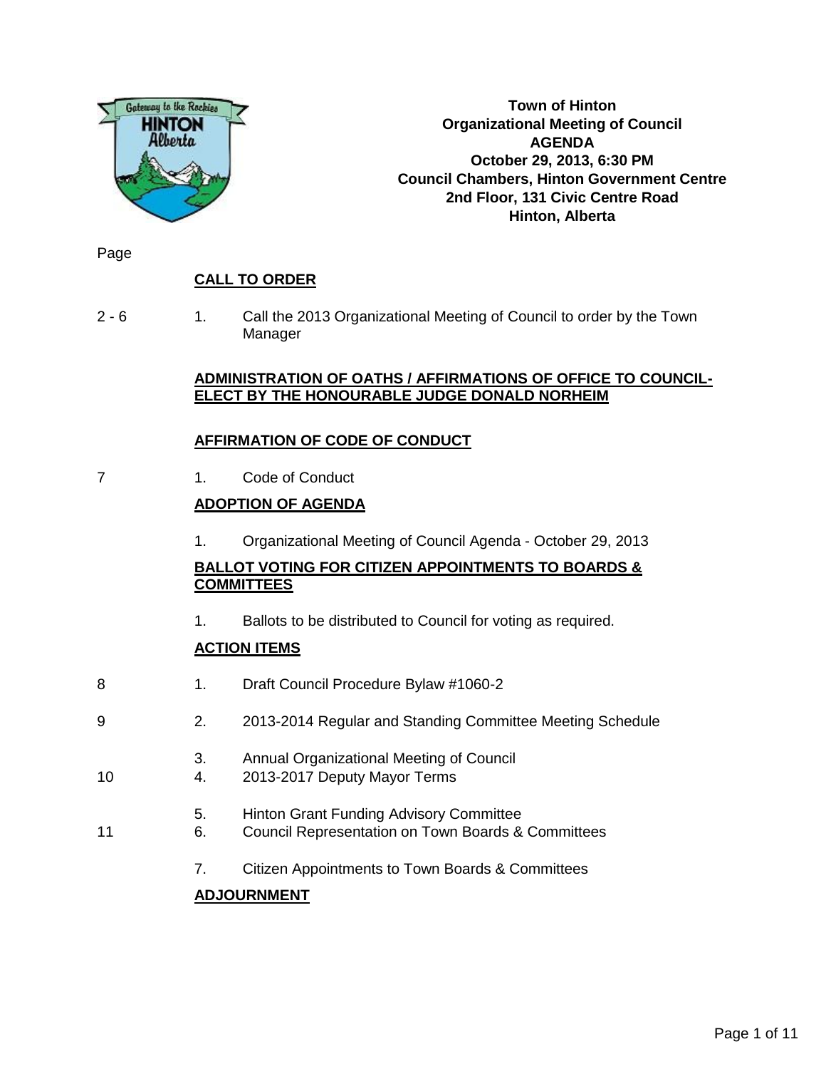**Town of Hinton**
**Organizational Meeting of Council**
**AGENDA**
**October 29, 2013, 6:30 PM**
**Council Chambers, Hinton Government Centre**
**2nd Floor, 131 Civic Centre Road**
**Hinton, Alberta**

| Page | | |
|---|---|---|
| | **CALL TO ORDER** | |
| 2 - 6 | 1. | Call the 2013 Organizational Meeting of Council to order by the Town Manager |
| | **ADMINISTRATION OF OATHS / AFFIRMATIONS OF OFFICE TO COUNCIL-ELECT BY THE HONOURABLE JUDGE DONALD NORHEIM** | |
| | **AFFIRMATION OF CODE OF CONDUCT** | |
| 7 | 1. | Code of Conduct |
| | **ADOPTION OF AGENDA** | |
| | 1. | Organizational Meeting of Council Agenda - October 29, 2013 |
| | **BALLOT VOTING FOR CITIZEN APPOINTMENTS TO BOARDS & COMMITTEES** | |
| | 1. | Ballots to be distributed to Council for voting as required. |
| | **ACTION ITEMS** | |
| 8 | 1. | Draft Council Procedure Bylaw #1060-2 |
| 9 | 2. | 2013-2014 Regular and Standing Committee Meeting Schedule |
| | 3. | Annual Organizational Meeting of Council |
| 10 | 4. | 2013-2017 Deputy Mayor Terms |
| | 5. | Hinton Grant Funding Advisory Committee |
| 11 | 6. | Council Representation on Town Boards & Committees |
| | 7. | Citizen Appointments to Town Boards & Committees |
| | **ADJOURNMENT** | |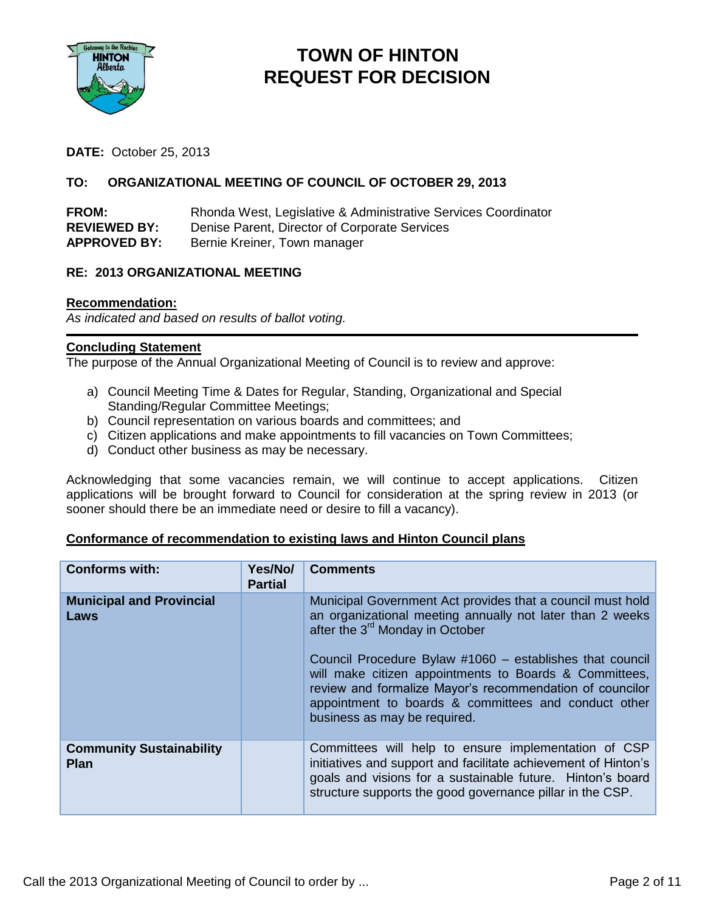# TOWN OF HINTON
# REQUEST FOR DECISION

**DATE:** October 25, 2013

**TO: ORGANIZATIONAL MEETING OF COUNCIL OF OCTOBER 29, 2013**

**FROM:** Rhonda West, Legislative & Administrative Services Coordinator
**REVIEWED BY:** Denise Parent, Director of Corporate Services
**APPROVED BY:** Bernie Kreiner, Town manager

**RE: 2013 ORGANIZATIONAL MEETING**

**Recommendation:**
*As indicated and based on results of ballot voting.*

---

**Concluding Statement**
The purpose of the Annual Organizational Meeting of Council is to review and approve:

a) Council Meeting Time & Dates for Regular, Standing, Organizational and Special Standing/Regular Committee Meetings;
b) Council representation on various boards and committees; and
c) Citizen applications and make appointments to fill vacancies on Town Committees;
d) Conduct other business as may be necessary.

Acknowledging that some vacancies remain, we will continue to accept applications. Citizen applications will be brought forward to Council for consideration at the spring review in 2013 (or sooner should there be an immediate need or desire to fill a vacancy).

**Conformance of recommendation to existing laws and Hinton Council plans**

| Conforms with: | Yes/No/ Partial | Comments |
|---|---|---|
| **Municipal and Provincial Laws** | | Municipal Government Act provides that a council must hold an organizational meeting annually not later than 2 weeks after the 3rd Monday in October<br><br>Council Procedure Bylaw #1060 – establishes that council will make citizen appointments to Boards & Committees, review and formalize Mayor's recommendation of councilor appointment to boards & committees and conduct other business as may be required. |
| **Community Sustainability Plan** | | Committees will help to ensure implementation of CSP initiatives and support and facilitate achievement of Hinton's goals and visions for a sustainable future. Hinton's board structure supports the good governance pillar in the CSP. |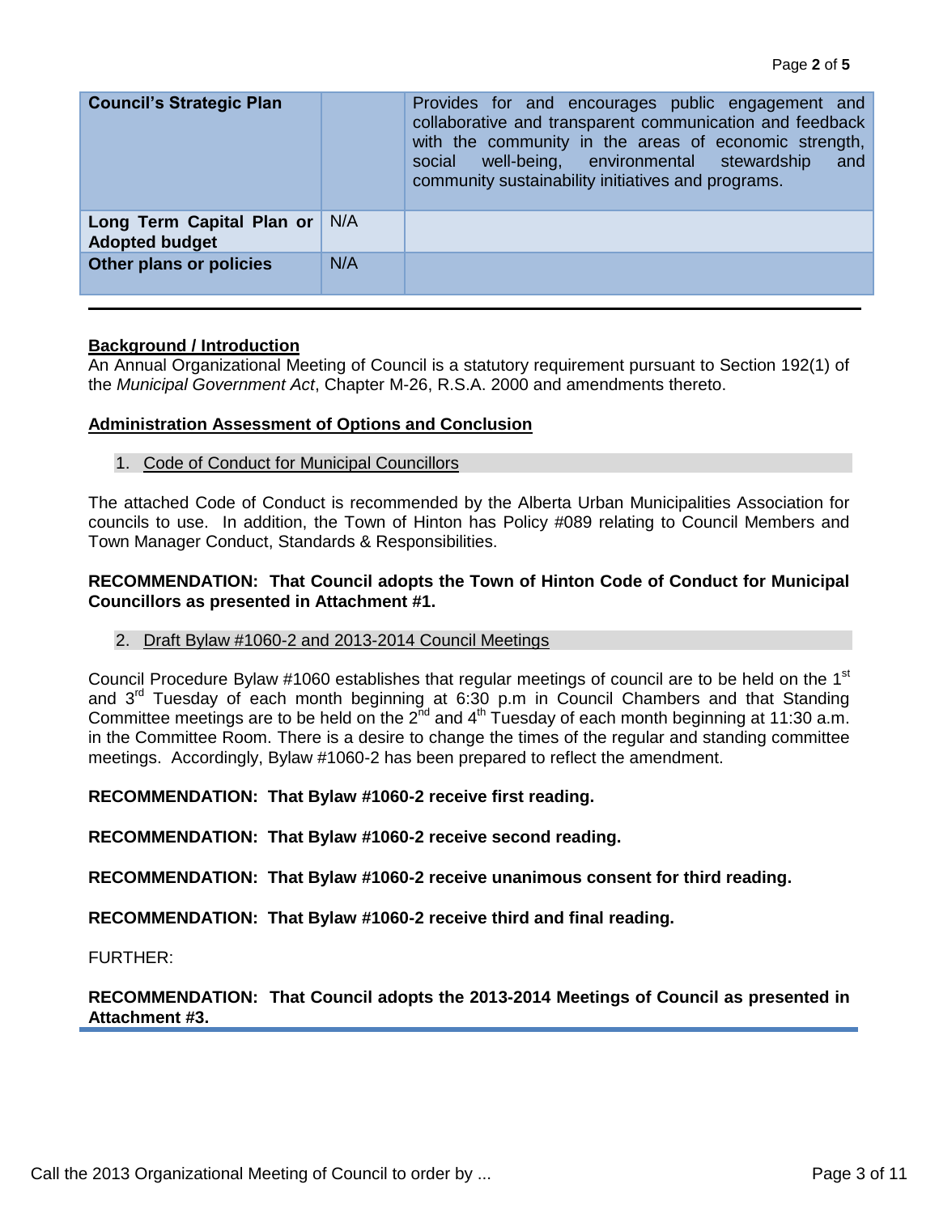| | | |
|---|---|---|
| **Council's Strategic Plan** | | Provides for and encourages public engagement and collaborative and transparent communication and feedback with the community in the areas of economic strength, social well-being, environmental stewardship and community sustainability initiatives and programs. |
| **Long Term Capital Plan or Adopted budget** | N/A | |
| **Other plans or policies** | N/A | |

---

**Background / Introduction**

An Annual Organizational Meeting of Council is a statutory requirement pursuant to Section 192(1) of the *Municipal Government Act*, Chapter M-26, R.S.A. 2000 and amendments thereto.

**Administration Assessment of Options and Conclusion**

1. Code of Conduct for Municipal Councillors

The attached Code of Conduct is recommended by the Alberta Urban Municipalities Association for councils to use. In addition, the Town of Hinton has Policy #089 relating to Council Members and Town Manager Conduct, Standards & Responsibilities.

**RECOMMENDATION: That Council adopts the Town of Hinton Code of Conduct for Municipal Councillors as presented in Attachment #1.**

2. Draft Bylaw #1060-2 and 2013-2014 Council Meetings

Council Procedure Bylaw #1060 establishes that regular meetings of council are to be held on the 1st and 3rd Tuesday of each month beginning at 6:30 p.m in Council Chambers and that Standing Committee meetings are to be held on the 2nd and 4th Tuesday of each month beginning at 11:30 a.m. in the Committee Room. There is a desire to change the times of the regular and standing committee meetings. Accordingly, Bylaw #1060-2 has been prepared to reflect the amendment.

**RECOMMENDATION: That Bylaw #1060-2 receive first reading.**

**RECOMMENDATION: That Bylaw #1060-2 receive second reading.**

**RECOMMENDATION: That Bylaw #1060-2 receive unanimous consent for third reading.**

**RECOMMENDATION: That Bylaw #1060-2 receive third and final reading.**

FURTHER:

**RECOMMENDATION: That Council adopts the 2013-2014 Meetings of Council as presented in Attachment #3.**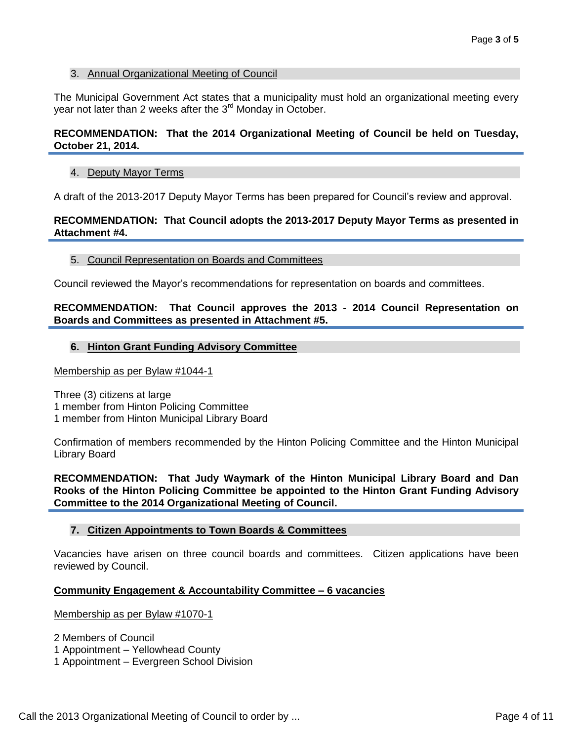### 3. Annual Organizational Meeting of Council

The Municipal Government Act states that a municipality must hold an organizational meeting every year not later than 2 weeks after the 3rd Monday in October.

**RECOMMENDATION: That the 2014 Organizational Meeting of Council be held on Tuesday, October 21, 2014.**

### 4. Deputy Mayor Terms

A draft of the 2013-2017 Deputy Mayor Terms has been prepared for Council's review and approval.

**RECOMMENDATION: That Council adopts the 2013-2017 Deputy Mayor Terms as presented in Attachment #4.**

### 5. Council Representation on Boards and Committees

Council reviewed the Mayor's recommendations for representation on boards and committees.

**RECOMMENDATION: That Council approves the 2013 - 2014 Council Representation on Boards and Committees as presented in Attachment #5.**

### 6. Hinton Grant Funding Advisory Committee

Membership as per Bylaw #1044-1

Three (3) citizens at large
1 member from Hinton Policing Committee
1 member from Hinton Municipal Library Board

Confirmation of members recommended by the Hinton Policing Committee and the Hinton Municipal Library Board

**RECOMMENDATION: That Judy Waymark of the Hinton Municipal Library Board and Dan Rooks of the Hinton Policing Committee be appointed to the Hinton Grant Funding Advisory Committee to the 2014 Organizational Meeting of Council.**

### 7. Citizen Appointments to Town Boards & Committees

Vacancies have arisen on three council boards and committees. Citizen applications have been reviewed by Council.

**Community Engagement & Accountability Committee – 6 vacancies**

Membership as per Bylaw #1070-1

2 Members of Council
1 Appointment – Yellowhead County
1 Appointment – Evergreen School Division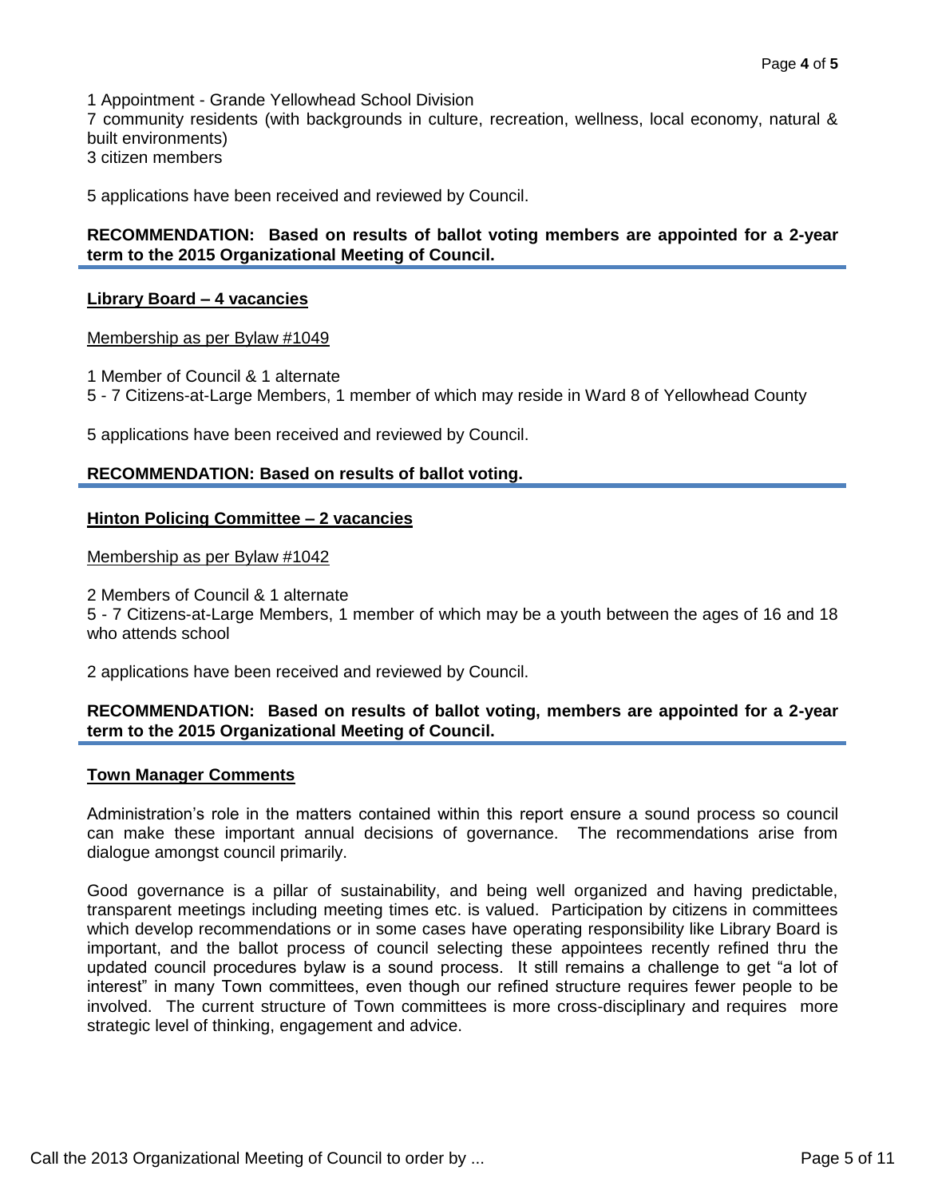1 Appointment - Grande Yellowhead School Division
7 community residents (with backgrounds in culture, recreation, wellness, local economy, natural & built environments)
3 citizen members

5 applications have been received and reviewed by Council.

**RECOMMENDATION: Based on results of ballot voting members are appointed for a 2-year term to the 2015 Organizational Meeting of Council.**

---

**Library Board – 4 vacancies**

Membership as per Bylaw #1049

1 Member of Council & 1 alternate
5 - 7 Citizens-at-Large Members, 1 member of which may reside in Ward 8 of Yellowhead County

5 applications have been received and reviewed by Council.

**RECOMMENDATION: Based on results of ballot voting.**

---

**Hinton Policing Committee – 2 vacancies**

Membership as per Bylaw #1042

2 Members of Council & 1 alternate
5 - 7 Citizens-at-Large Members, 1 member of which may be a youth between the ages of 16 and 18 who attends school

2 applications have been received and reviewed by Council.

**RECOMMENDATION: Based on results of ballot voting, members are appointed for a 2-year term to the 2015 Organizational Meeting of Council.**

---

**Town Manager Comments**

Administration's role in the matters contained within this report ensure a sound process so council can make these important annual decisions of governance. The recommendations arise from dialogue amongst council primarily.

Good governance is a pillar of sustainability, and being well organized and having predictable, transparent meetings including meeting times etc. is valued. Participation by citizens in committees which develop recommendations or in some cases have operating responsibility like Library Board is important, and the ballot process of council selecting these appointees recently refined thru the updated council procedures bylaw is a sound process. It still remains a challenge to get "a lot of interest" in many Town committees, even though our refined structure requires fewer people to be involved. The current structure of Town committees is more cross-disciplinary and requires more strategic level of thinking, engagement and advice.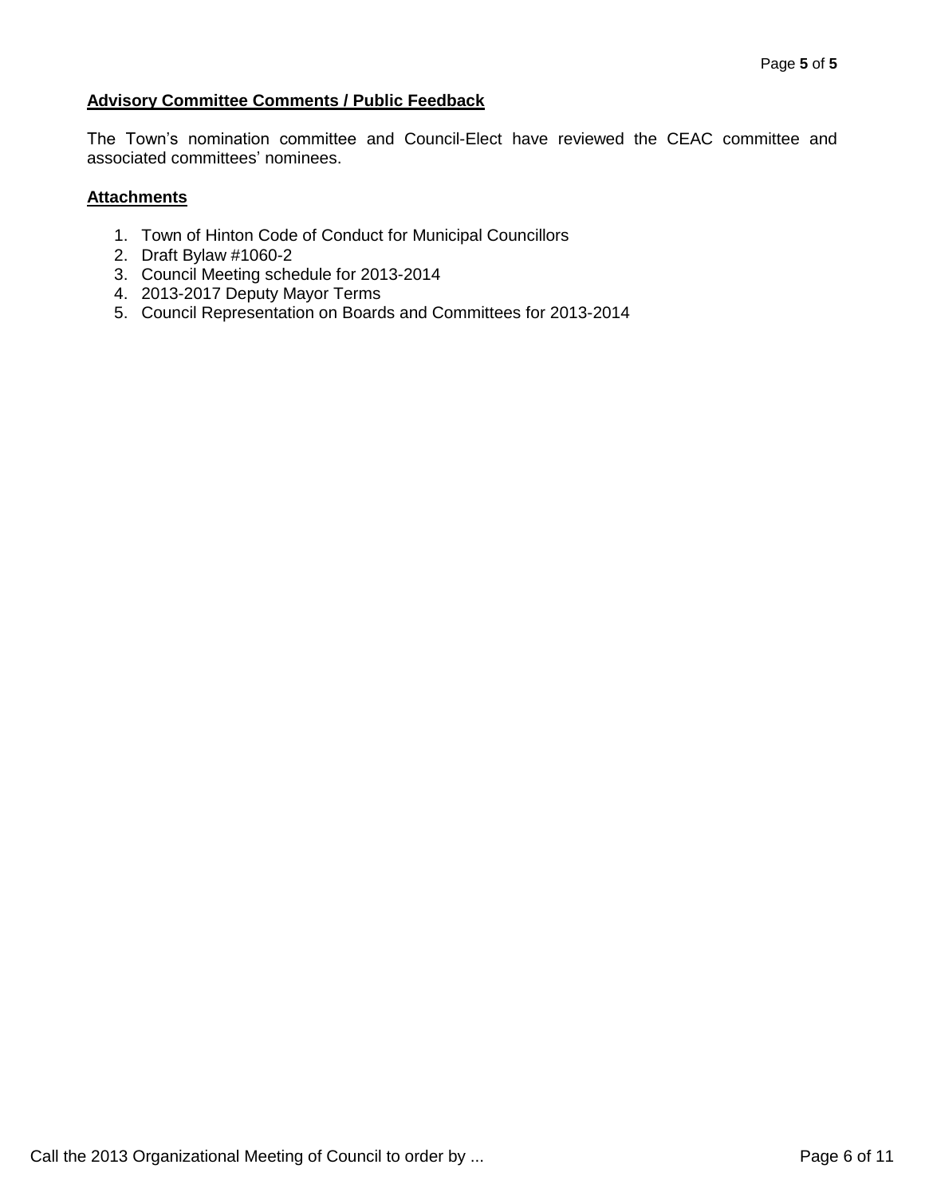## Advisory Committee Comments / Public Feedback

The Town's nomination committee and Council-Elect have reviewed the CEAC committee and associated committees' nominees.

## Attachments

1. Town of Hinton Code of Conduct for Municipal Councillors
2. Draft Bylaw #1060-2
3. Council Meeting schedule for 2013-2014
4. 2013-2017 Deputy Mayor Terms
5. Council Representation on Boards and Committees for 2013-2014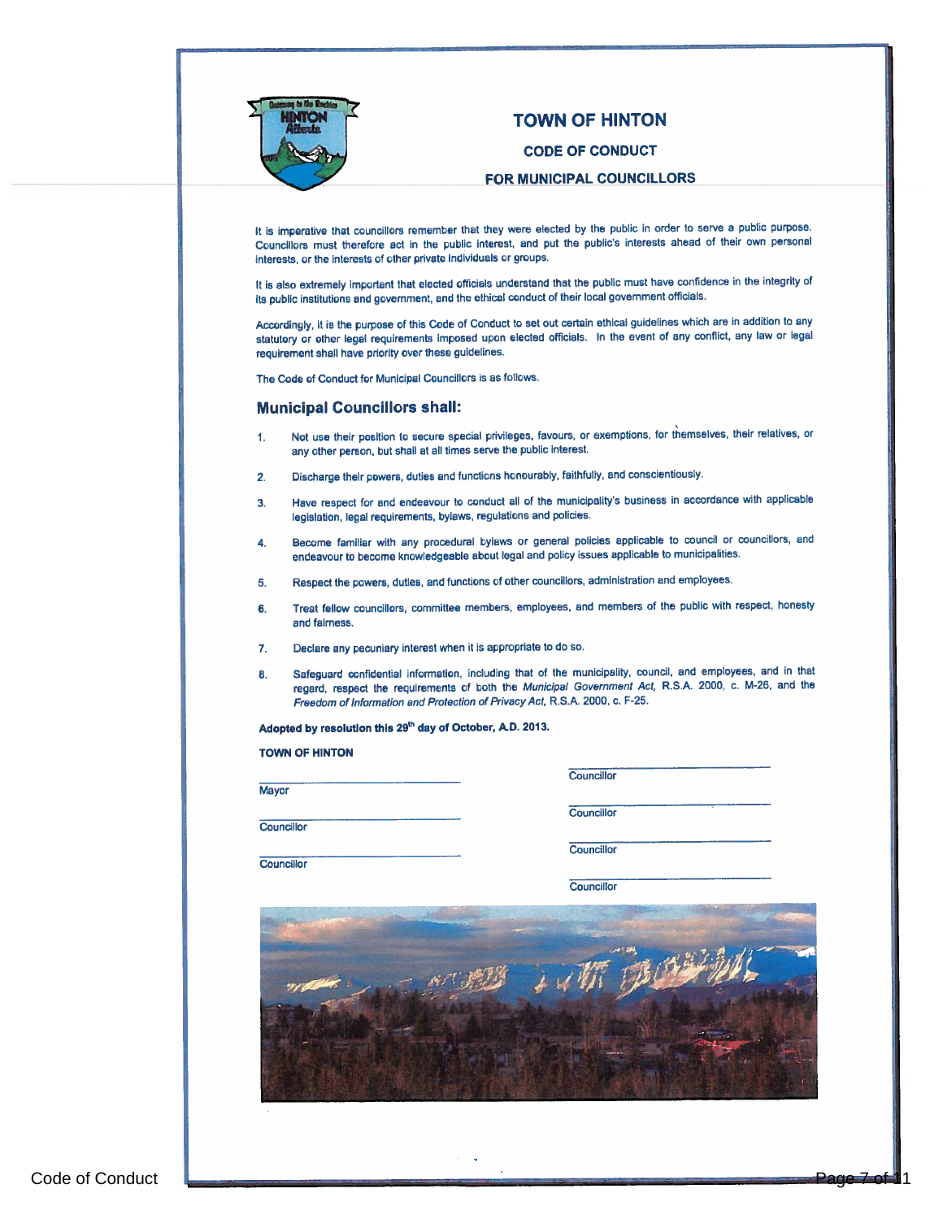# TOWN OF HINTON

## CODE OF CONDUCT

## FOR MUNICIPAL COUNCILLORS

It is imperative that councillors remember that they were elected by the public in order to serve a public purpose. Councillors must therefore act in the public interest, and put the public's interests ahead of their own personal interests, or the interests of other private individuals or groups.

It is also extremely important that elected officials understand that the public must have confidence in the integrity of its public institutions and government, and the ethical conduct of their local government officials.

Accordingly, it is the purpose of this Code of Conduct to set out certain ethical guidelines which are in addition to any statutory or other legal requirements imposed upon elected officials. In the event of any conflict, any law or legal requirement shall have priority over these guidelines.

The Code of Conduct for Municipal Councillors is as follows.

### Municipal Councillors shall:

1. Not use their position to secure special privileges, favours, or exemptions, for themselves, their relatives, or any other person, but shall at all times serve the public interest.
2. Discharge their powers, duties and functions honourably, faithfully, and conscientiously.
3. Have respect for and endeavour to conduct all of the municipality's business in accordance with applicable legislation, legal requirements, bylaws, regulations and policies.
4. Become familiar with any procedural bylaws or general policies applicable to council or councillors, and endeavour to become knowledgeable about legal and policy issues applicable to municipalities.
5. Respect the powers, duties, and functions of other councillors, administration and employees.
6. Treat fellow councillors, committee members, employees, and members of the public with respect, honesty and fairness.
7. Declare any pecuniary interest when it is appropriate to do so.
8. Safeguard confidential information, including that of the municipality, council, and employees, and in that regard, respect the requirements of both the *Municipal Government Act,* R.S.A. 2000, c. M-26, and the *Freedom of Information and Protection of Privacy Act,* R.S.A. 2000, c. F-25.

**Adopted by resolution this 29th day of October, A.D. 2013.**

**TOWN OF HINTON**

| | |
|---|---|
| Mayor | Councillor |
| Councillor | Councillor |
| Councillor | Councillor |
| | Councillor |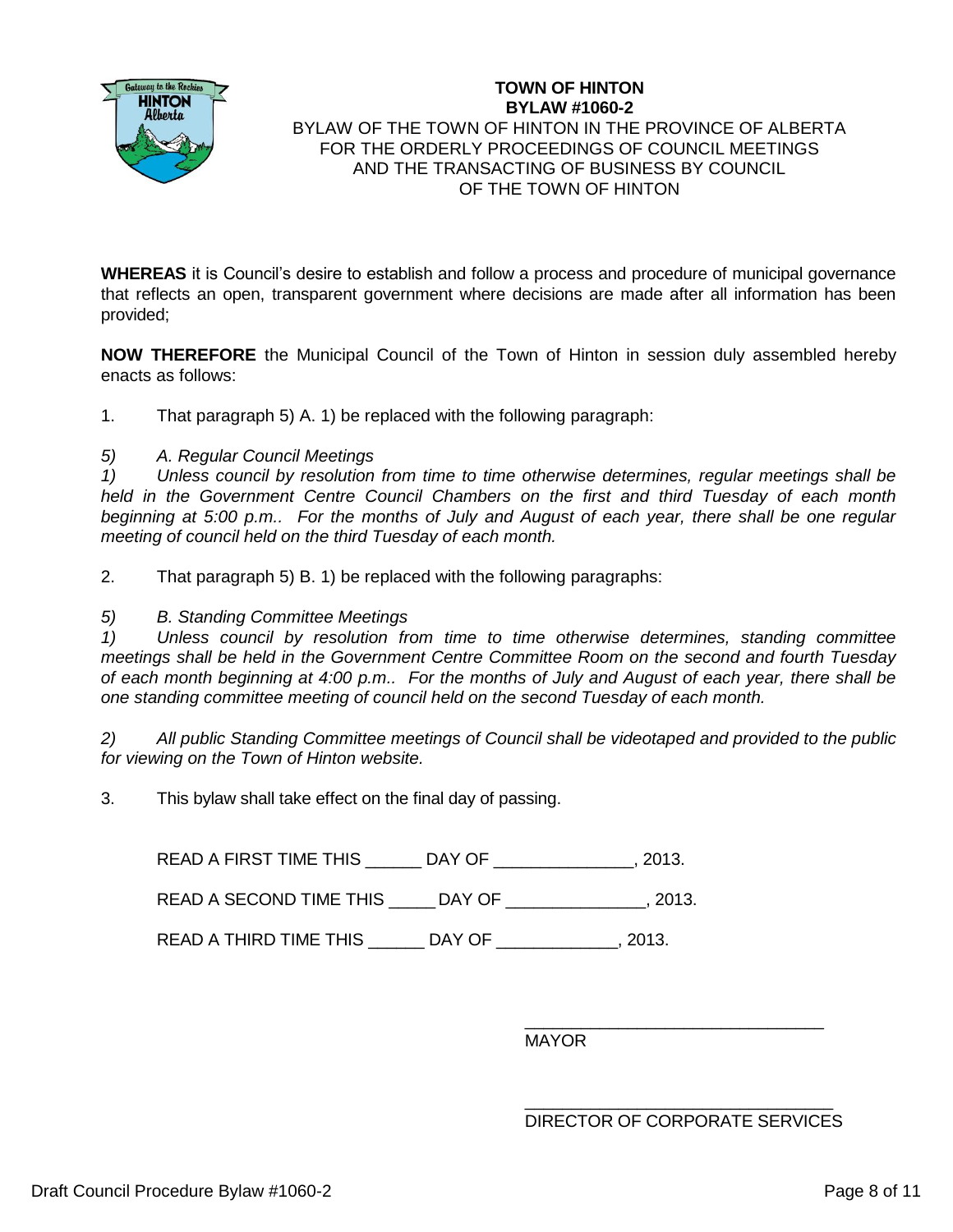**TOWN OF HINTON**
**BYLAW #1060-2**

BYLAW OF THE TOWN OF HINTON IN THE PROVINCE OF ALBERTA FOR THE ORDERLY PROCEEDINGS OF COUNCIL MEETINGS AND THE TRANSACTING OF BUSINESS BY COUNCIL OF THE TOWN OF HINTON

**WHEREAS** it is Council's desire to establish and follow a process and procedure of municipal governance that reflects an open, transparent government where decisions are made after all information has been provided;

**NOW THEREFORE** the Municipal Council of the Town of Hinton in session duly assembled hereby enacts as follows:

1. That paragraph 5) A. 1) be replaced with the following paragraph:

*5) A. Regular Council Meetings*

*1) Unless council by resolution from time to time otherwise determines, regular meetings shall be held in the Government Centre Council Chambers on the first and third Tuesday of each month beginning at 5:00 p.m.. For the months of July and August of each year, there shall be one regular meeting of council held on the third Tuesday of each month.*

2. That paragraph 5) B. 1) be replaced with the following paragraphs:

*5) B. Standing Committee Meetings*

*1) Unless council by resolution from time to time otherwise determines, standing committee meetings shall be held in the Government Centre Committee Room on the second and fourth Tuesday of each month beginning at 4:00 p.m.. For the months of July and August of each year, there shall be one standing committee meeting of council held on the second Tuesday of each month.*

*2) All public Standing Committee meetings of Council shall be videotaped and provided to the public for viewing on the Town of Hinton website.*

3. This bylaw shall take effect on the final day of passing.

READ A FIRST TIME THIS ______ DAY OF _______________, 2013.

READ A SECOND TIME THIS _____ DAY OF _______________, 2013.

READ A THIRD TIME THIS ______ DAY OF _____________, 2013.

________________________________
MAYOR

________________________________
DIRECTOR OF CORPORATE SERVICES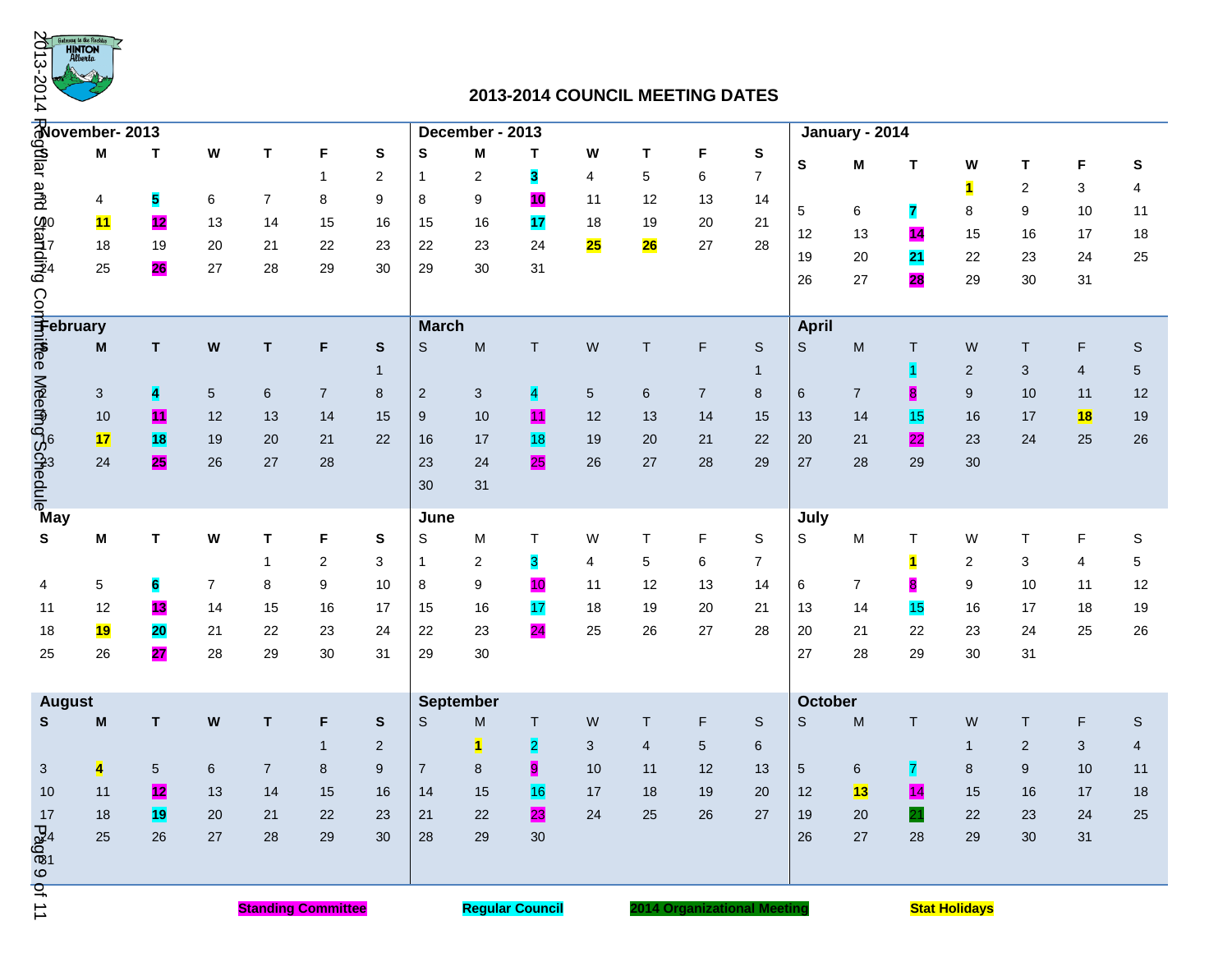# 2013-2014 COUNCIL MEETING DATES

Highlighted dates are shown in **bold**; the highlight colours are defined in the legend at the end.

## November- 2013

| S | M | T | W | T | F | S |
|---|---|---|---|---|---|---|
| | | | | | 1 | 2 |
| 3 | 4 | **5** | 6 | 7 | 8 | 9 |
| 10 | **11** | **12** | 13 | 14 | 15 | 16 |
| 17 | 18 | 19 | 20 | 21 | 22 | 23 |
| 24 | 25 | **26** | 27 | 28 | 29 | 30 |

## December - 2013

| S | M | T | W | T | F | S |
|---|---|---|---|---|---|---|
| 1 | 2 | **3** | 4 | 5 | 6 | 7 |
| 8 | 9 | **10** | 11 | 12 | 13 | 14 |
| 15 | 16 | **17** | 18 | 19 | 20 | 21 |
| 22 | 23 | 24 | **25** | **26** | 27 | 28 |
| 29 | 30 | 31 | | | | |

## January - 2014

| S | M | T | W | T | F | S |
|---|---|---|---|---|---|---|
| | | | **1** | 2 | 3 | 4 |
| 5 | 6 | **7** | 8 | 9 | 10 | 11 |
| 12 | 13 | **14** | 15 | 16 | 17 | 18 |
| 19 | 20 | **21** | 22 | 23 | 24 | 25 |
| 26 | 27 | **28** | 29 | 30 | 31 | |

## February

| S | M | T | W | T | F | S |
|---|---|---|---|---|---|---|
| | | | | | | 1 |
| 2 | 3 | **4** | 5 | 6 | 7 | 8 |
| 9 | 10 | **11** | 12 | 13 | 14 | 15 |
| 16 | **17** | **18** | 19 | 20 | 21 | 22 |
| 23 | 24 | **25** | 26 | 27 | 28 | |

## March

| S | M | T | W | T | F | S |
|---|---|---|---|---|---|---|
| | | | | | | 1 |
| 2 | 3 | **4** | 5 | 6 | 7 | 8 |
| 9 | 10 | **11** | 12 | 13 | 14 | 15 |
| 16 | 17 | **18** | 19 | 20 | 21 | 22 |
| 23 | 24 | **25** | 26 | 27 | 28 | 29 |
| 30 | 31 | | | | | |

## April

| S | M | T | W | T | F | S |
|---|---|---|---|---|---|---|
| | | **1** | 2 | 3 | 4 | 5 |
| 6 | 7 | **8** | 9 | 10 | 11 | 12 |
| 13 | 14 | **15** | 16 | 17 | **18** | 19 |
| 20 | 21 | **22** | 23 | 24 | 25 | 26 |
| 27 | 28 | 29 | 30 | | | |

## May

| S | M | T | W | T | F | S |
|---|---|---|---|---|---|---|
| | | | | 1 | 2 | 3 |
| 4 | 5 | **6** | 7 | 8 | 9 | 10 |
| 11 | 12 | **13** | 14 | 15 | 16 | 17 |
| 18 | **19** | **20** | 21 | 22 | 23 | 24 |
| 25 | 26 | **27** | 28 | 29 | 30 | 31 |

## June

| S | M | T | W | T | F | S |
|---|---|---|---|---|---|---|
| 1 | 2 | **3** | 4 | 5 | 6 | 7 |
| 8 | 9 | **10** | 11 | 12 | 13 | 14 |
| 15 | 16 | **17** | 18 | 19 | 20 | 21 |
| 22 | 23 | **24** | 25 | 26 | 27 | 28 |
| 29 | 30 | | | | | |

## July

| S | M | T | W | T | F | S |
|---|---|---|---|---|---|---|
| | | **1** | 2 | 3 | 4 | 5 |
| 6 | 7 | **8** | 9 | 10 | 11 | 12 |
| 13 | 14 | **15** | 16 | 17 | 18 | 19 |
| 20 | 21 | 22 | 23 | 24 | 25 | 26 |
| 27 | 28 | 29 | 30 | 31 | | |

## August

| S | M | T | W | T | F | S |
|---|---|---|---|---|---|---|
| | | | | | 1 | 2 |
| 3 | **4** | 5 | 6 | 7 | 8 | 9 |
| 10 | 11 | **12** | 13 | 14 | 15 | 16 |
| 17 | 18 | **19** | 20 | 21 | 22 | 23 |
| 24 | 25 | 26 | 27 | 28 | 29 | 30 |
| 31 | | | | | | |

## September

| S | M | T | W | T | F | S |
|---|---|---|---|---|---|---|
| | **1** | **2** | 3 | 4 | 5 | 6 |
| 7 | 8 | **9** | 10 | 11 | 12 | 13 |
| 14 | 15 | **16** | 17 | 18 | 19 | 20 |
| 21 | 22 | **23** | 24 | 25 | 26 | 27 |
| 28 | 29 | 30 | | | | |

## October

| S | M | T | W | T | F | S |
|---|---|---|---|---|---|---|
| | | | 1 | 2 | 3 | 4 |
| 5 | 6 | **7** | 8 | 9 | 10 | 11 |
| 12 | **13** | **14** | 15 | 16 | 17 | 18 |
| 19 | 20 | **21** | 22 | 23 | 24 | 25 |
| 26 | 27 | 28 | 29 | 30 | 31 | |

**Standing Committee** | **Regular Council** | **2014 Organizational Meeting** | **Stat Holidays**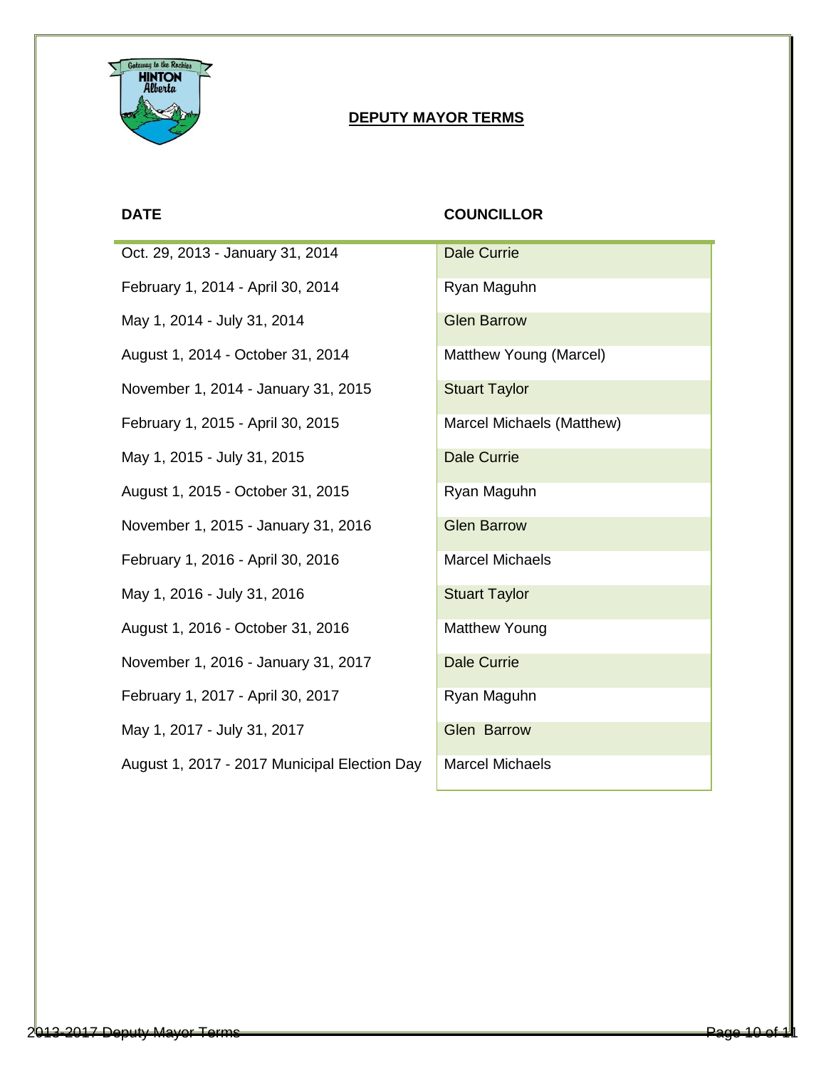## DEPUTY MAYOR TERMS

| DATE | COUNCILLOR |
|---|---|
| Oct. 29, 2013 - January 31, 2014 | Dale Currie |
| February 1, 2014 - April 30, 2014 | Ryan Maguhn |
| May 1, 2014 - July 31, 2014 | Glen Barrow |
| August 1, 2014 - October 31, 2014 | Matthew Young (Marcel) |
| November 1, 2014 - January 31, 2015 | Stuart Taylor |
| February 1, 2015 - April 30, 2015 | Marcel Michaels (Matthew) |
| May 1, 2015 - July 31, 2015 | Dale Currie |
| August 1, 2015 - October 31, 2015 | Ryan Maguhn |
| November 1, 2015 - January 31, 2016 | Glen Barrow |
| February 1, 2016 - April 30, 2016 | Marcel Michaels |
| May 1, 2016 - July 31, 2016 | Stuart Taylor |
| August 1, 2016 - October 31, 2016 | Matthew Young |
| November 1, 2016 - January 31, 2017 | Dale Currie |
| February 1, 2017 - April 30, 2017 | Ryan Maguhn |
| May 1, 2017 - July 31, 2017 | Glen Barrow |
| August 1, 2017 - 2017 Municipal Election Day | Marcel Michaels |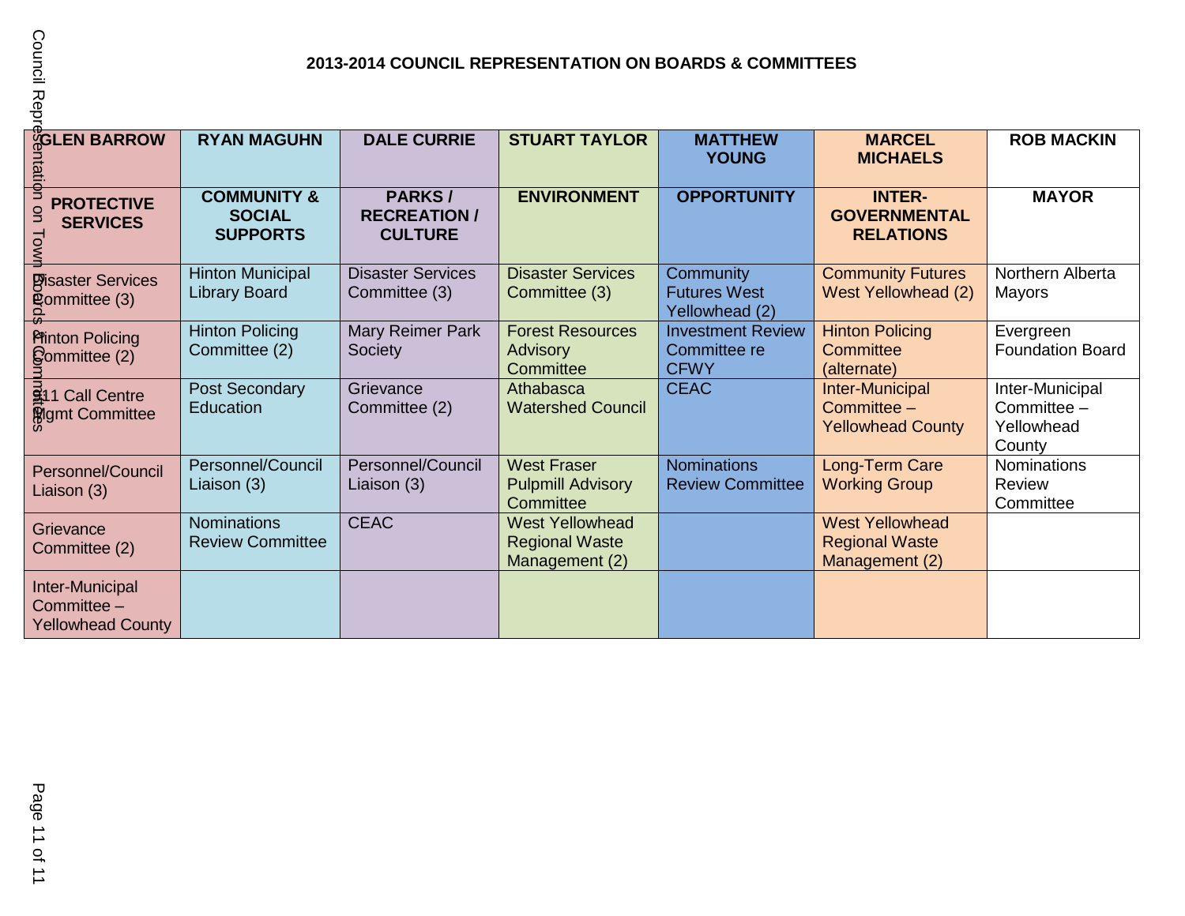**2013-2014 COUNCIL REPRESENTATION ON BOARDS & COMMITTEES**

| GLEN BARROW | RYAN MAGUHN | DALE CURRIE | STUART TAYLOR | MATTHEW YOUNG | MARCEL MICHAELS | ROB MACKIN |
|---|---|---|---|---|---|---|
| **PROTECTIVE SERVICES** | **COMMUNITY & SOCIAL SUPPORTS** | **PARKS / RECREATION / CULTURE** | **ENVIRONMENT** | **OPPORTUNITY** | **INTER-GOVERNMENTAL RELATIONS** | **MAYOR** |
| Disaster Services Committee (3) | Hinton Municipal Library Board | Disaster Services Committee (3) | Disaster Services Committee (3) | Community Futures West Yellowhead (2) | Community Futures West Yellowhead (2) | Northern Alberta Mayors |
| Hinton Policing Committee (2) | Hinton Policing Committee (2) | Mary Reimer Park Society | Forest Resources Advisory Committee | Investment Review Committee re CFWY | Hinton Policing Committee (alternate) | Evergreen Foundation Board |
| 911 Call Centre Mgmt Committee | Post Secondary Education | Grievance Committee (2) | Athabasca Watershed Council | CEAC | Inter-Municipal Committee – Yellowhead County | Inter-Municipal Committee – Yellowhead County |
| Personnel/Council Liaison (3) | Personnel/Council Liaison (3) | Personnel/Council Liaison (3) | West Fraser Pulpmill Advisory Committee | Nominations Review Committee | Long-Term Care Working Group | Nominations Review Committee |
| Grievance Committee (2) | Nominations Review Committee | CEAC | West Yellowhead Regional Waste Management (2) | | West Yellowhead Regional Waste Management (2) | |
| Inter-Municipal Committee – Yellowhead County | | | | | | |